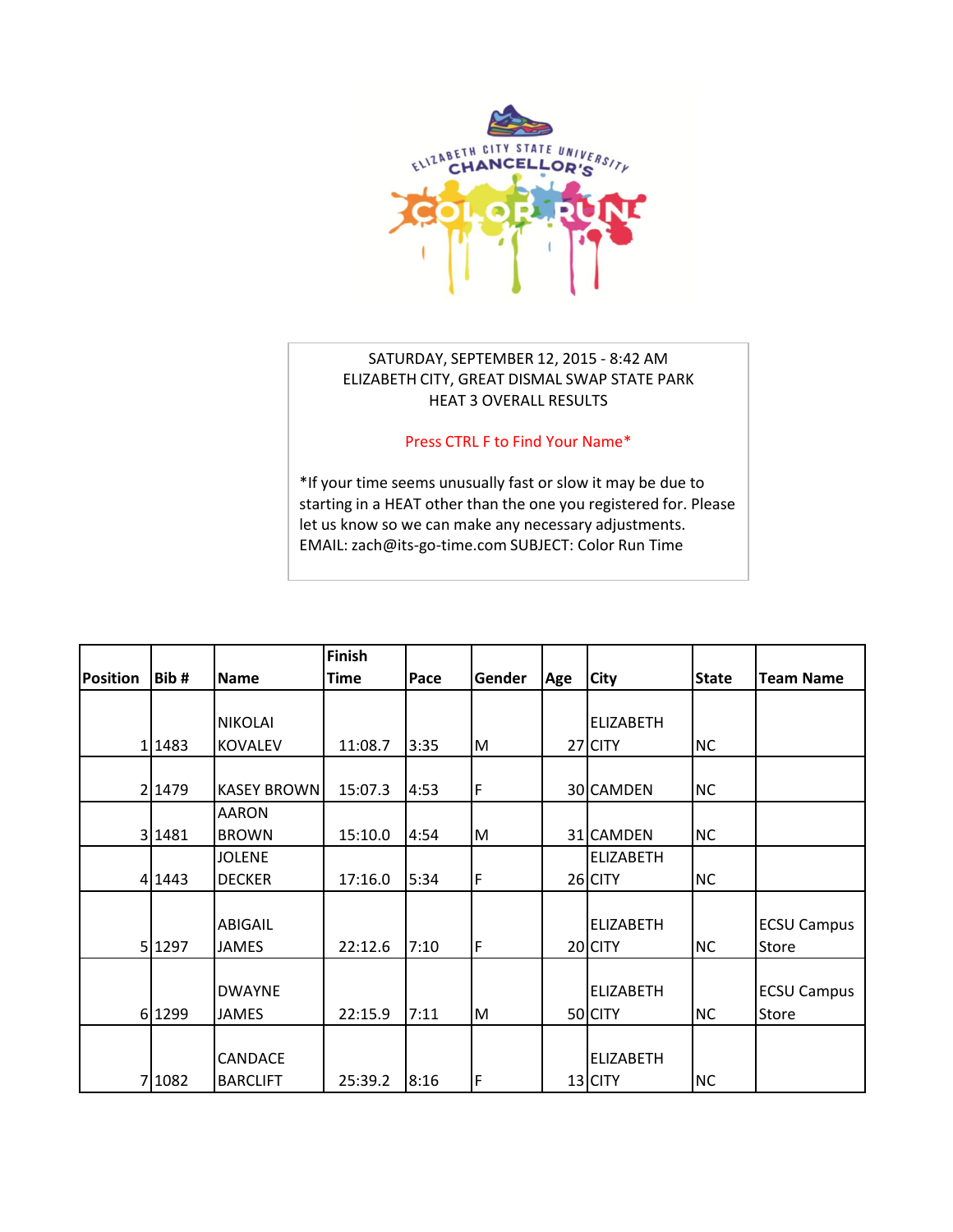ELIZABETH CITY STATE UNIVERSITY CHANCELLOR'S COLOR RUN

SATURDAY, SEPTEMBER 12, 2015 - 8:42 AM
ELIZABETH CITY, GREAT DISMAL SWAP STATE PARK
HEAT 3 OVERALL RESULTS

Press CTRL F to Find Your Name*

*If your time seems unusually fast or slow it may be due to starting in a HEAT other than the one you registered for. Please let us know so we can make any necessary adjustments.
EMAIL: zach@its-go-time.com SUBJECT: Color Run Time

| Position | Bib # | Name | Finish Time | Pace | Gender | Age | City | State | Team Name |
|---|---|---|---|---|---|---|---|---|---|
| 1 | 1483 | NIKOLAI KOVALEV | 11:08.7 | 3:35 | M | 27 | ELIZABETH CITY | NC | |
| 2 | 1479 | KASEY BROWN | 15:07.3 | 4:53 | F | 30 | CAMDEN | NC | |
| 3 | 1481 | AARON BROWN | 15:10.0 | 4:54 | M | 31 | CAMDEN | NC | |
| 4 | 1443 | JOLENE DECKER | 17:16.0 | 5:34 | F | 26 | ELIZABETH CITY | NC | |
| 5 | 1297 | ABIGAIL JAMES | 22:12.6 | 7:10 | F | 20 | ELIZABETH CITY | NC | ECSU Campus Store |
| 6 | 1299 | DWAYNE JAMES | 22:15.9 | 7:11 | M | 50 | ELIZABETH CITY | NC | ECSU Campus Store |
| 7 | 1082 | CANDACE BARCLIFT | 25:39.2 | 8:16 | F | 13 | ELIZABETH CITY | NC | |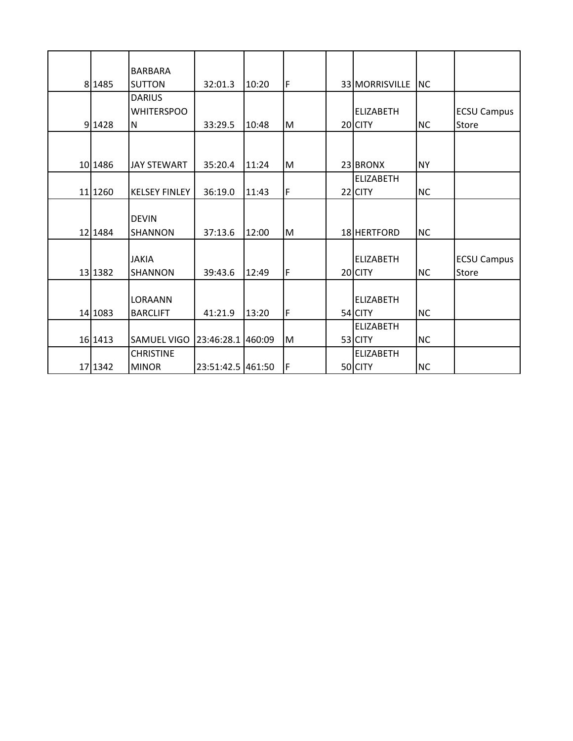| | | | | | | | | | |
|---|---|---|---|---|---|---|---|---|---|
| 8 | 1485 | BARBARA SUTTON | 32:01.3 | 10:20 | F | 33 | MORRISVILLE | NC | |
| 9 | 1428 | DARIUS WHITERSPOON | 33:29.5 | 10:48 | M | 20 | ELIZABETH CITY | NC | ECSU Campus Store |
| 10 | 1486 | JAY STEWART | 35:20.4 | 11:24 | M | 23 | BRONX | NY | |
| 11 | 1260 | KELSEY FINLEY | 36:19.0 | 11:43 | F | 22 | ELIZABETH CITY | NC | |
| 12 | 1484 | DEVIN SHANNON | 37:13.6 | 12:00 | M | 18 | HERTFORD | NC | |
| 13 | 1382 | JAKIA SHANNON | 39:43.6 | 12:49 | F | 20 | ELIZABETH CITY | NC | ECSU Campus Store |
| 14 | 1083 | LORAANN BARCLIFT | 41:21.9 | 13:20 | F | 54 | ELIZABETH CITY | NC | |
| 16 | 1413 | SAMUEL VIGO | 23:46:28.1 | 460:09 | M | 53 | ELIZABETH CITY | NC | |
| 17 | 1342 | CHRISTINE MINOR | 23:51:42.5 | 461:50 | F | 50 | ELIZABETH CITY | NC | |